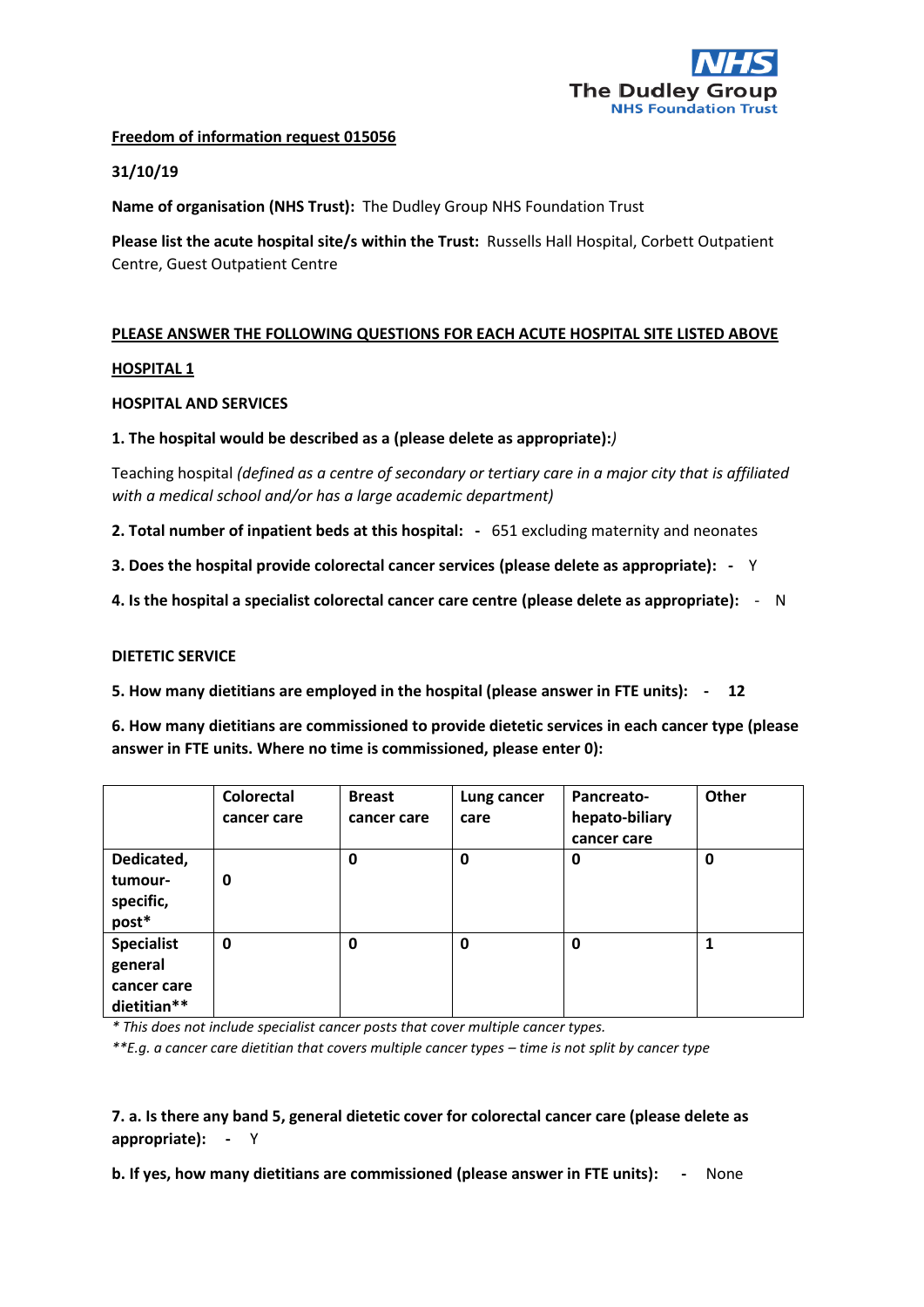**Freedom of information request 015056**

**31/10/19**

**Name of organisation (NHS Trust):** The Dudley Group NHS Foundation Trust

**Please list the acute hospital site/s within the Trust:** Russells Hall Hospital, Corbett Outpatient Centre, Guest Outpatient Centre

**PLEASE ANSWER THE FOLLOWING QUESTIONS FOR EACH ACUTE HOSPITAL SITE LISTED ABOVE**

**HOSPITAL 1**

**HOSPITAL AND SERVICES**

**1. The hospital would be described as a (please delete as appropriate):)**

Teaching hospital *(defined as a centre of secondary or tertiary care in a major city that is affiliated with a medical school and/or has a large academic department)*

**2. Total number of inpatient beds at this hospital: -** 651 excluding maternity and neonates

**3. Does the hospital provide colorectal cancer services (please delete as appropriate): -** Y

**4. Is the hospital a specialist colorectal cancer care centre (please delete as appropriate):** - N

**DIETETIC SERVICE**

**5. How many dietitians are employed in the hospital (please answer in FTE units): - 12**

**6. How many dietitians are commissioned to provide dietetic services in each cancer type (please answer in FTE units. Where no time is commissioned, please enter 0):**

| | Colorectal cancer care | Breast cancer care | Lung cancer care | Pancreato-hepato-biliary cancer care | Other |
|---|---|---|---|---|---|
| **Dedicated, tumour-specific, post*** | **0** | **0** | **0** | **0** | **0** |
| **Specialist general cancer care dietitian**** | **0** | **0** | **0** | **0** | **1** |

*\* This does not include specialist cancer posts that cover multiple cancer types.*

*\*\*E.g. a cancer care dietitian that covers multiple cancer types – time is not split by cancer type*

**7. a. Is there any band 5, general dietetic cover for colorectal cancer care (please delete as appropriate): -** Y

**b. If yes, how many dietitians are commissioned (please answer in FTE units): -** None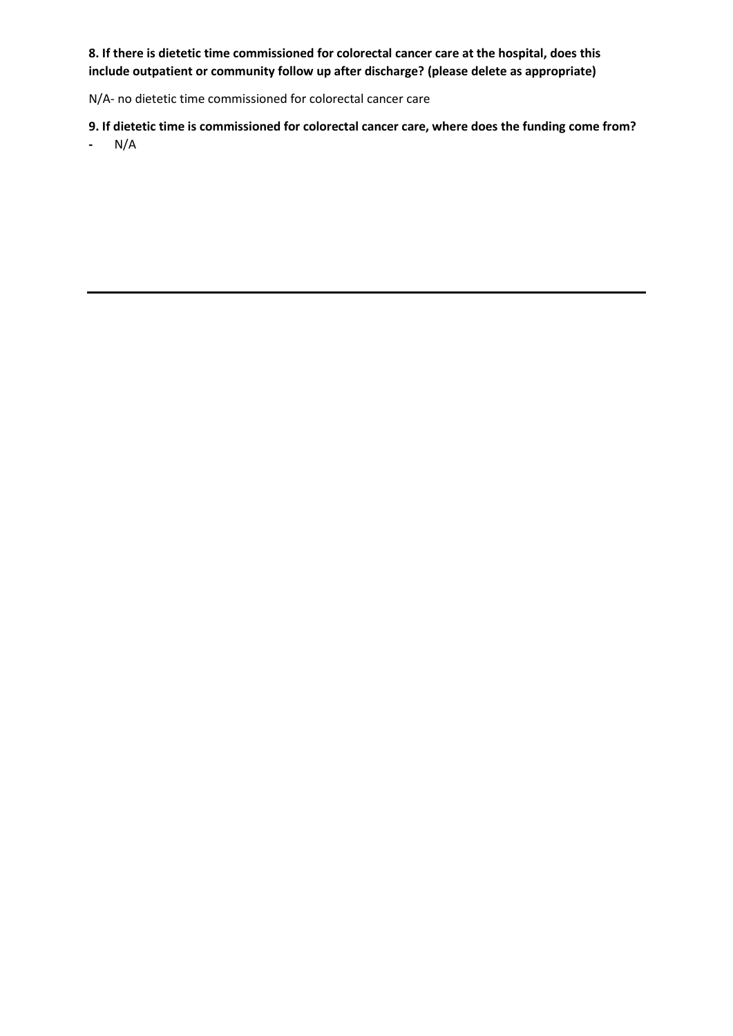**8. If there is dietetic time commissioned for colorectal cancer care at the hospital, does this include outpatient or community follow up after discharge? (please delete as appropriate)**

N/A- no dietetic time commissioned for colorectal cancer care

**9. If dietetic time is commissioned for colorectal cancer care, where does the funding come from?**

- N/A

---